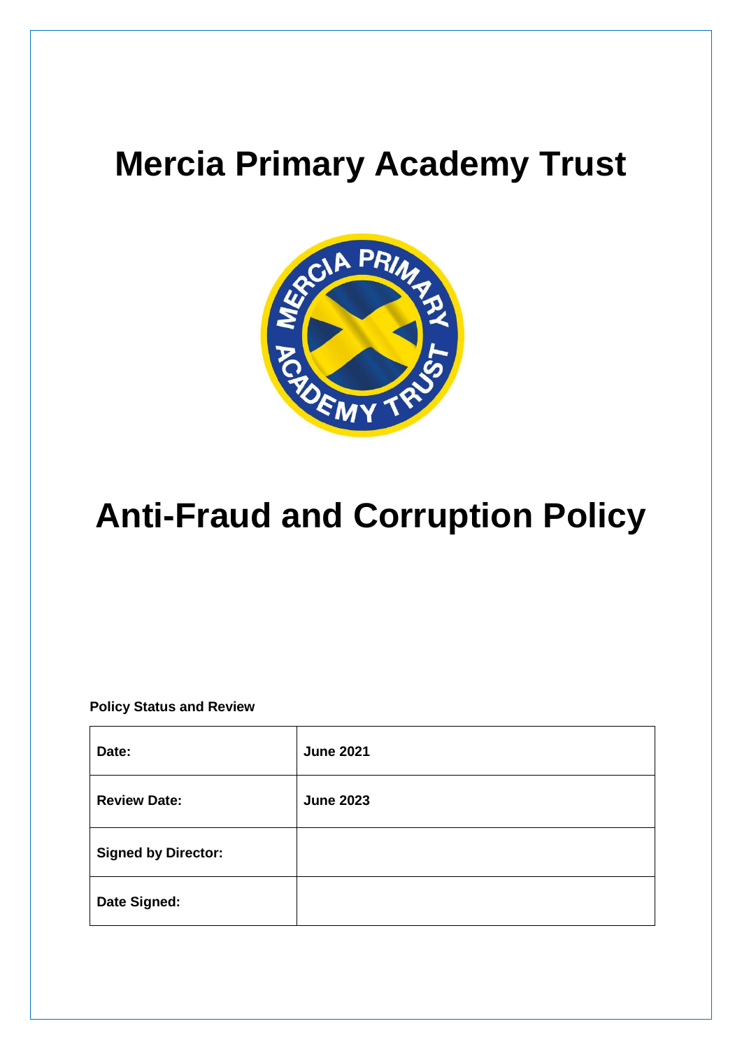# Mercia Primary Academy Trust

# Anti-Fraud and Corruption Policy

**Policy Status and Review**

| **Date:** | **June 2021** |
|---|---|
| **Review Date:** | **June 2023** |
| **Signed by Director:** | |
| **Date Signed:** | |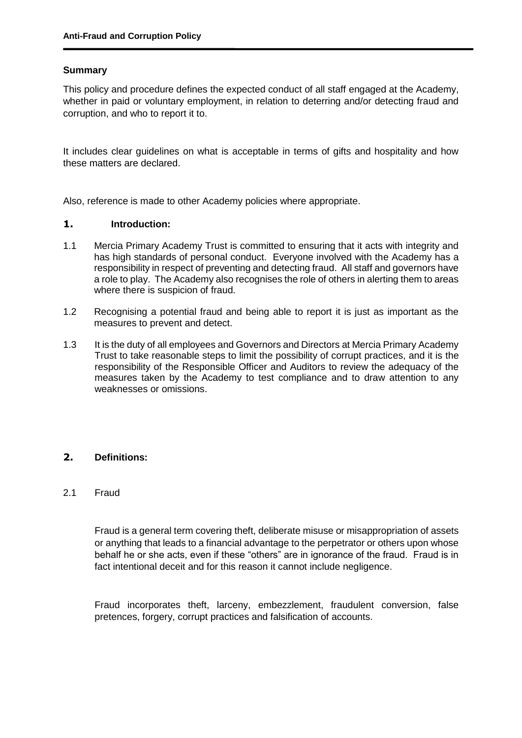## Summary

This policy and procedure defines the expected conduct of all staff engaged at the Academy, whether in paid or voluntary employment, in relation to deterring and/or detecting fraud and corruption, and who to report it to.

It includes clear guidelines on what is acceptable in terms of gifts and hospitality and how these matters are declared.

Also, reference is made to other Academy policies where appropriate.

## 1. Introduction:

1.1 Mercia Primary Academy Trust is committed to ensuring that it acts with integrity and has high standards of personal conduct. Everyone involved with the Academy has a responsibility in respect of preventing and detecting fraud. All staff and governors have a role to play. The Academy also recognises the role of others in alerting them to areas where there is suspicion of fraud.

1.2 Recognising a potential fraud and being able to report it is just as important as the measures to prevent and detect.

1.3 It is the duty of all employees and Governors and Directors at Mercia Primary Academy Trust to take reasonable steps to limit the possibility of corrupt practices, and it is the responsibility of the Responsible Officer and Auditors to review the adequacy of the measures taken by the Academy to test compliance and to draw attention to any weaknesses or omissions.

## 2. Definitions:

2.1 Fraud

Fraud is a general term covering theft, deliberate misuse or misappropriation of assets or anything that leads to a financial advantage to the perpetrator or others upon whose behalf he or she acts, even if these "others" are in ignorance of the fraud. Fraud is in fact intentional deceit and for this reason it cannot include negligence.

Fraud incorporates theft, larceny, embezzlement, fraudulent conversion, false pretences, forgery, corrupt practices and falsification of accounts.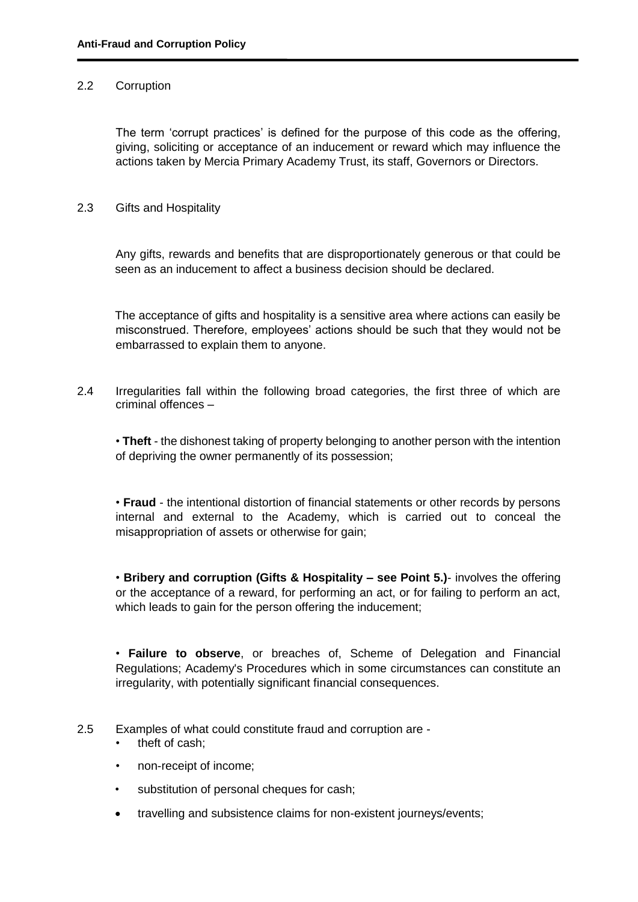## 2.2 Corruption

The term 'corrupt practices' is defined for the purpose of this code as the offering, giving, soliciting or acceptance of an inducement or reward which may influence the actions taken by Mercia Primary Academy Trust, its staff, Governors or Directors.

## 2.3 Gifts and Hospitality

Any gifts, rewards and benefits that are disproportionately generous or that could be seen as an inducement to affect a business decision should be declared.

The acceptance of gifts and hospitality is a sensitive area where actions can easily be misconstrued. Therefore, employees' actions should be such that they would not be embarrassed to explain them to anyone.

2.4 Irregularities fall within the following broad categories, the first three of which are criminal offences –

- **Theft** - the dishonest taking of property belonging to another person with the intention of depriving the owner permanently of its possession;
- **Fraud** - the intentional distortion of financial statements or other records by persons internal and external to the Academy, which is carried out to conceal the misappropriation of assets or otherwise for gain;
- **Bribery and corruption (Gifts & Hospitality – see Point 5.)**- involves the offering or the acceptance of a reward, for performing an act, or for failing to perform an act, which leads to gain for the person offering the inducement;
- **Failure to observe**, or breaches of, Scheme of Delegation and Financial Regulations; Academy's Procedures which in some circumstances can constitute an irregularity, with potentially significant financial consequences.

2.5 Examples of what could constitute fraud and corruption are -

- theft of cash;
- non-receipt of income;
- substitution of personal cheques for cash;
- travelling and subsistence claims for non-existent journeys/events;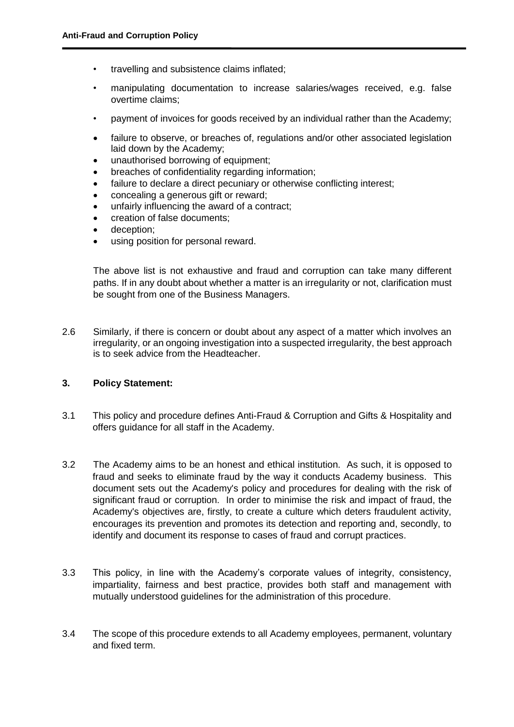- travelling and subsistence claims inflated;
- manipulating documentation to increase salaries/wages received, e.g. false overtime claims;
- payment of invoices for goods received by an individual rather than the Academy;
- failure to observe, or breaches of, regulations and/or other associated legislation laid down by the Academy;
- unauthorised borrowing of equipment;
- breaches of confidentiality regarding information;
- failure to declare a direct pecuniary or otherwise conflicting interest;
- concealing a generous gift or reward;
- unfairly influencing the award of a contract;
- creation of false documents;
- deception;
- using position for personal reward.

The above list is not exhaustive and fraud and corruption can take many different paths. If in any doubt about whether a matter is an irregularity or not, clarification must be sought from one of the Business Managers.

2.6 Similarly, if there is concern or doubt about any aspect of a matter which involves an irregularity, or an ongoing investigation into a suspected irregularity, the best approach is to seek advice from the Headteacher.

## 3. Policy Statement:

3.1 This policy and procedure defines Anti-Fraud & Corruption and Gifts & Hospitality and offers guidance for all staff in the Academy.

3.2 The Academy aims to be an honest and ethical institution. As such, it is opposed to fraud and seeks to eliminate fraud by the way it conducts Academy business. This document sets out the Academy's policy and procedures for dealing with the risk of significant fraud or corruption. In order to minimise the risk and impact of fraud, the Academy's objectives are, firstly, to create a culture which deters fraudulent activity, encourages its prevention and promotes its detection and reporting and, secondly, to identify and document its response to cases of fraud and corrupt practices.

3.3 This policy, in line with the Academy's corporate values of integrity, consistency, impartiality, fairness and best practice, provides both staff and management with mutually understood guidelines for the administration of this procedure.

3.4 The scope of this procedure extends to all Academy employees, permanent, voluntary and fixed term.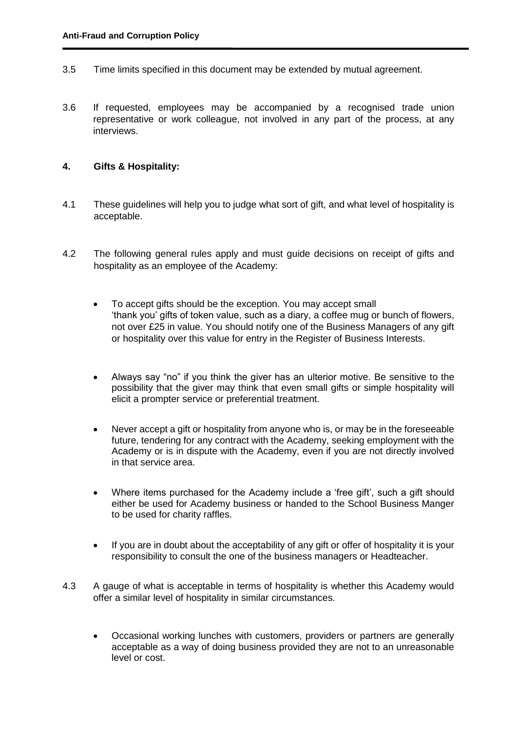3.5 Time limits specified in this document may be extended by mutual agreement.

3.6 If requested, employees may be accompanied by a recognised trade union representative or work colleague, not involved in any part of the process, at any interviews.

**4. Gifts & Hospitality:**

4.1 These guidelines will help you to judge what sort of gift, and what level of hospitality is acceptable.

4.2 The following general rules apply and must guide decisions on receipt of gifts and hospitality as an employee of the Academy:

- To accept gifts should be the exception. You may accept small 'thank you' gifts of token value, such as a diary, a coffee mug or bunch of flowers, not over £25 in value. You should notify one of the Business Managers of any gift or hospitality over this value for entry in the Register of Business Interests.

- Always say "no" if you think the giver has an ulterior motive. Be sensitive to the possibility that the giver may think that even small gifts or simple hospitality will elicit a prompter service or preferential treatment.

- Never accept a gift or hospitality from anyone who is, or may be in the foreseeable future, tendering for any contract with the Academy, seeking employment with the Academy or is in dispute with the Academy, even if you are not directly involved in that service area.

- Where items purchased for the Academy include a 'free gift', such a gift should either be used for Academy business or handed to the School Business Manger to be used for charity raffles.

- If you are in doubt about the acceptability of any gift or offer of hospitality it is your responsibility to consult the one of the business managers or Headteacher.

4.3 A gauge of what is acceptable in terms of hospitality is whether this Academy would offer a similar level of hospitality in similar circumstances.

- Occasional working lunches with customers, providers or partners are generally acceptable as a way of doing business provided they are not to an unreasonable level or cost.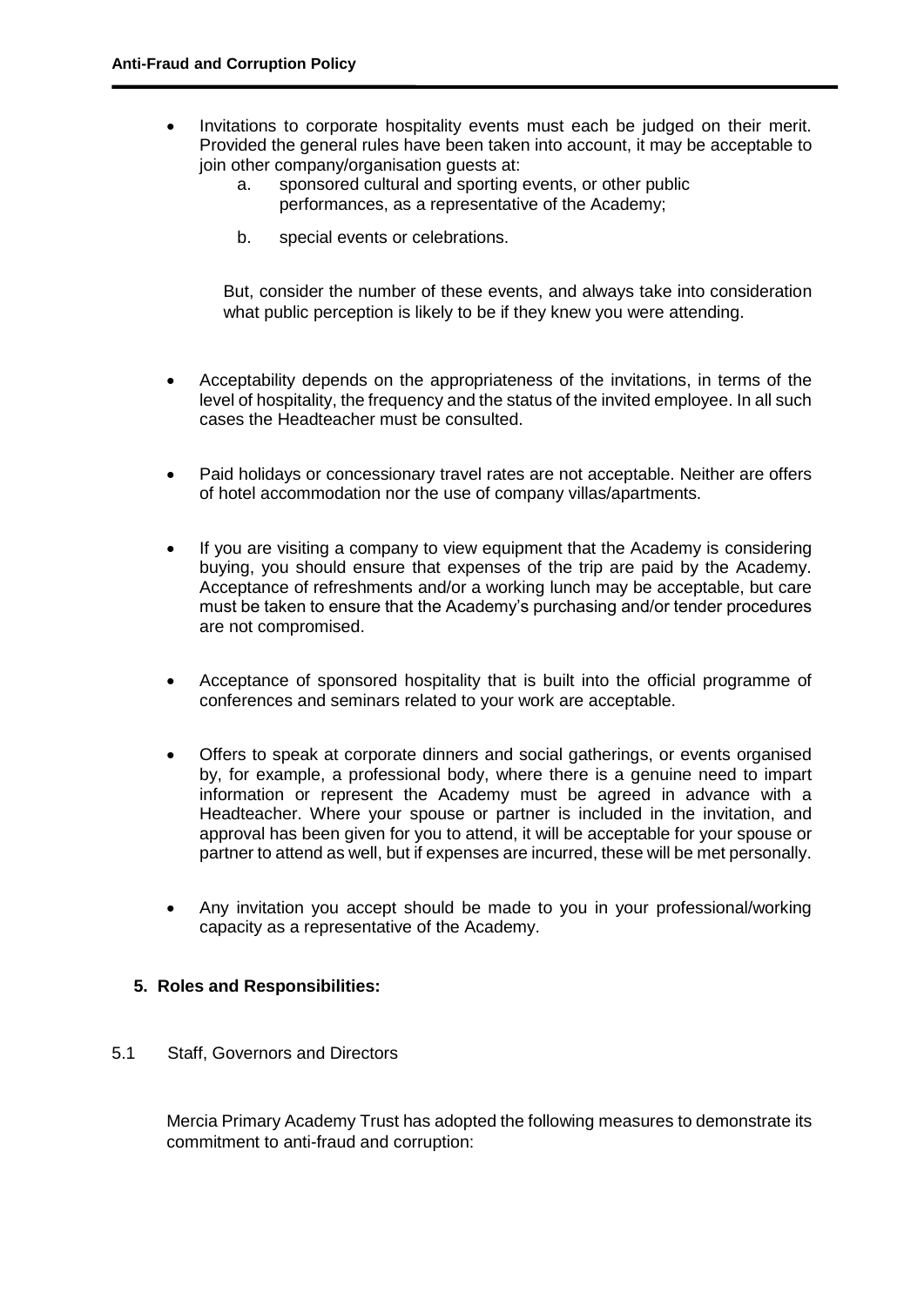- Invitations to corporate hospitality events must each be judged on their merit. Provided the general rules have been taken into account, it may be acceptable to join other company/organisation guests at:
    a. sponsored cultural and sporting events, or other public performances, as a representative of the Academy;
    b. special events or celebrations.

  But, consider the number of these events, and always take into consideration what public perception is likely to be if they knew you were attending.

- Acceptability depends on the appropriateness of the invitations, in terms of the level of hospitality, the frequency and the status of the invited employee. In all such cases the Headteacher must be consulted.

- Paid holidays or concessionary travel rates are not acceptable. Neither are offers of hotel accommodation nor the use of company villas/apartments.

- If you are visiting a company to view equipment that the Academy is considering buying, you should ensure that expenses of the trip are paid by the Academy. Acceptance of refreshments and/or a working lunch may be acceptable, but care must be taken to ensure that the Academy's purchasing and/or tender procedures are not compromised.

- Acceptance of sponsored hospitality that is built into the official programme of conferences and seminars related to your work are acceptable.

- Offers to speak at corporate dinners and social gatherings, or events organised by, for example, a professional body, where there is a genuine need to impart information or represent the Academy must be agreed in advance with a Headteacher. Where your spouse or partner is included in the invitation, and approval has been given for you to attend, it will be acceptable for your spouse or partner to attend as well, but if expenses are incurred, these will be met personally.

- Any invitation you accept should be made to you in your professional/working capacity as a representative of the Academy.

## 5. Roles and Responsibilities:

5.1 Staff, Governors and Directors

Mercia Primary Academy Trust has adopted the following measures to demonstrate its commitment to anti-fraud and corruption: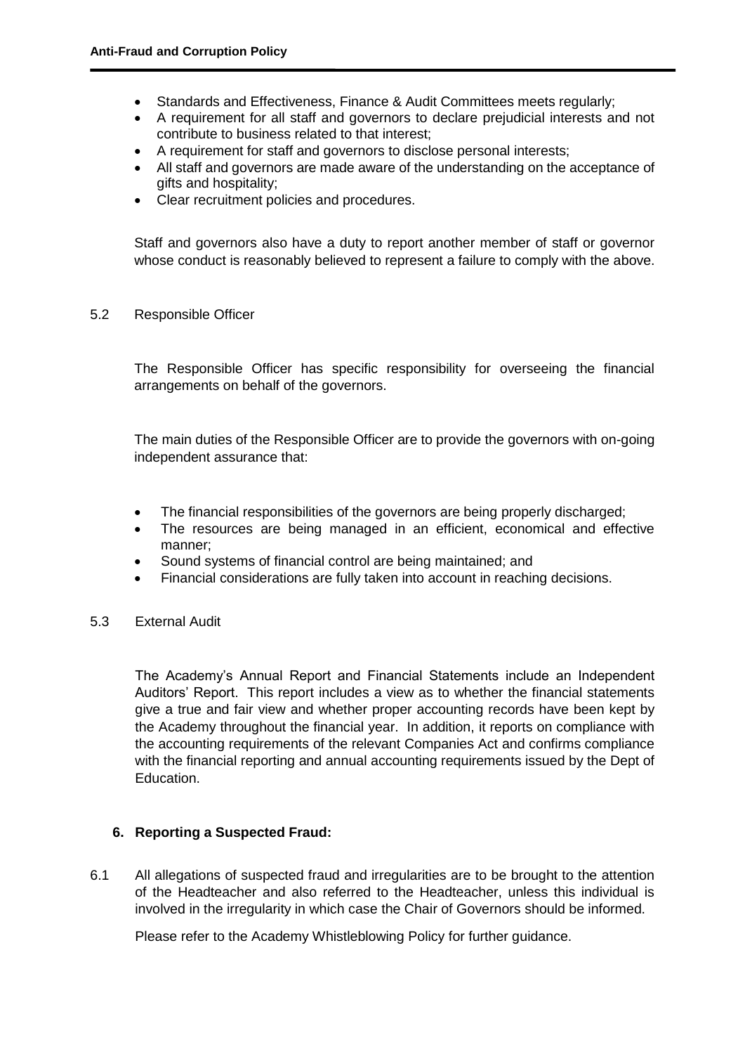- Standards and Effectiveness, Finance & Audit Committees meets regularly;
- A requirement for all staff and governors to declare prejudicial interests and not contribute to business related to that interest;
- A requirement for staff and governors to disclose personal interests;
- All staff and governors are made aware of the understanding on the acceptance of gifts and hospitality;
- Clear recruitment policies and procedures.

Staff and governors also have a duty to report another member of staff or governor whose conduct is reasonably believed to represent a failure to comply with the above.

5.2 Responsible Officer

The Responsible Officer has specific responsibility for overseeing the financial arrangements on behalf of the governors.

The main duties of the Responsible Officer are to provide the governors with on-going independent assurance that:

- The financial responsibilities of the governors are being properly discharged;
- The resources are being managed in an efficient, economical and effective manner;
- Sound systems of financial control are being maintained; and
- Financial considerations are fully taken into account in reaching decisions.

5.3 External Audit

The Academy's Annual Report and Financial Statements include an Independent Auditors' Report. This report includes a view as to whether the financial statements give a true and fair view and whether proper accounting records have been kept by the Academy throughout the financial year. In addition, it reports on compliance with the accounting requirements of the relevant Companies Act and confirms compliance with the financial reporting and annual accounting requirements issued by the Dept of Education.

## 6. Reporting a Suspected Fraud:

6.1 All allegations of suspected fraud and irregularities are to be brought to the attention of the Headteacher and also referred to the Headteacher, unless this individual is involved in the irregularity in which case the Chair of Governors should be informed.

Please refer to the Academy Whistleblowing Policy for further guidance.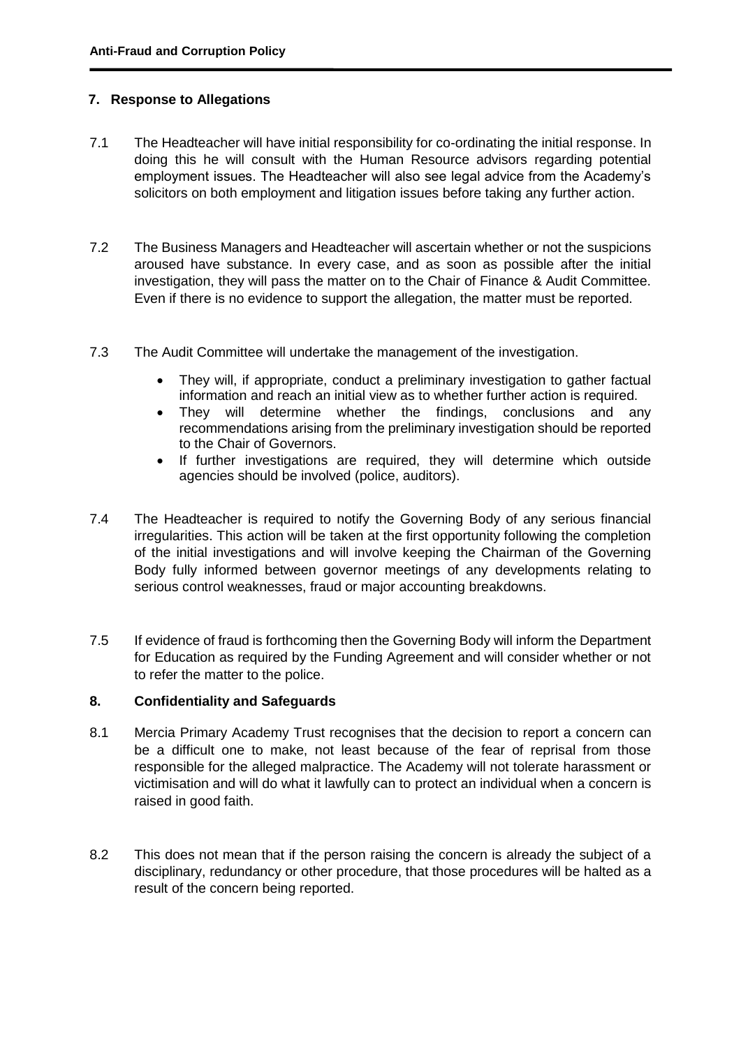## 7. Response to Allegations

7.1 The Headteacher will have initial responsibility for co-ordinating the initial response. In doing this he will consult with the Human Resource advisors regarding potential employment issues. The Headteacher will also see legal advice from the Academy's solicitors on both employment and litigation issues before taking any further action.

7.2 The Business Managers and Headteacher will ascertain whether or not the suspicions aroused have substance. In every case, and as soon as possible after the initial investigation, they will pass the matter on to the Chair of Finance & Audit Committee. Even if there is no evidence to support the allegation, the matter must be reported.

7.3 The Audit Committee will undertake the management of the investigation.

- They will, if appropriate, conduct a preliminary investigation to gather factual information and reach an initial view as to whether further action is required.
- They will determine whether the findings, conclusions and any recommendations arising from the preliminary investigation should be reported to the Chair of Governors.
- If further investigations are required, they will determine which outside agencies should be involved (police, auditors).

7.4 The Headteacher is required to notify the Governing Body of any serious financial irregularities. This action will be taken at the first opportunity following the completion of the initial investigations and will involve keeping the Chairman of the Governing Body fully informed between governor meetings of any developments relating to serious control weaknesses, fraud or major accounting breakdowns.

7.5 If evidence of fraud is forthcoming then the Governing Body will inform the Department for Education as required by the Funding Agreement and will consider whether or not to refer the matter to the police.

## 8. Confidentiality and Safeguards

8.1 Mercia Primary Academy Trust recognises that the decision to report a concern can be a difficult one to make, not least because of the fear of reprisal from those responsible for the alleged malpractice. The Academy will not tolerate harassment or victimisation and will do what it lawfully can to protect an individual when a concern is raised in good faith.

8.2 This does not mean that if the person raising the concern is already the subject of a disciplinary, redundancy or other procedure, that those procedures will be halted as a result of the concern being reported.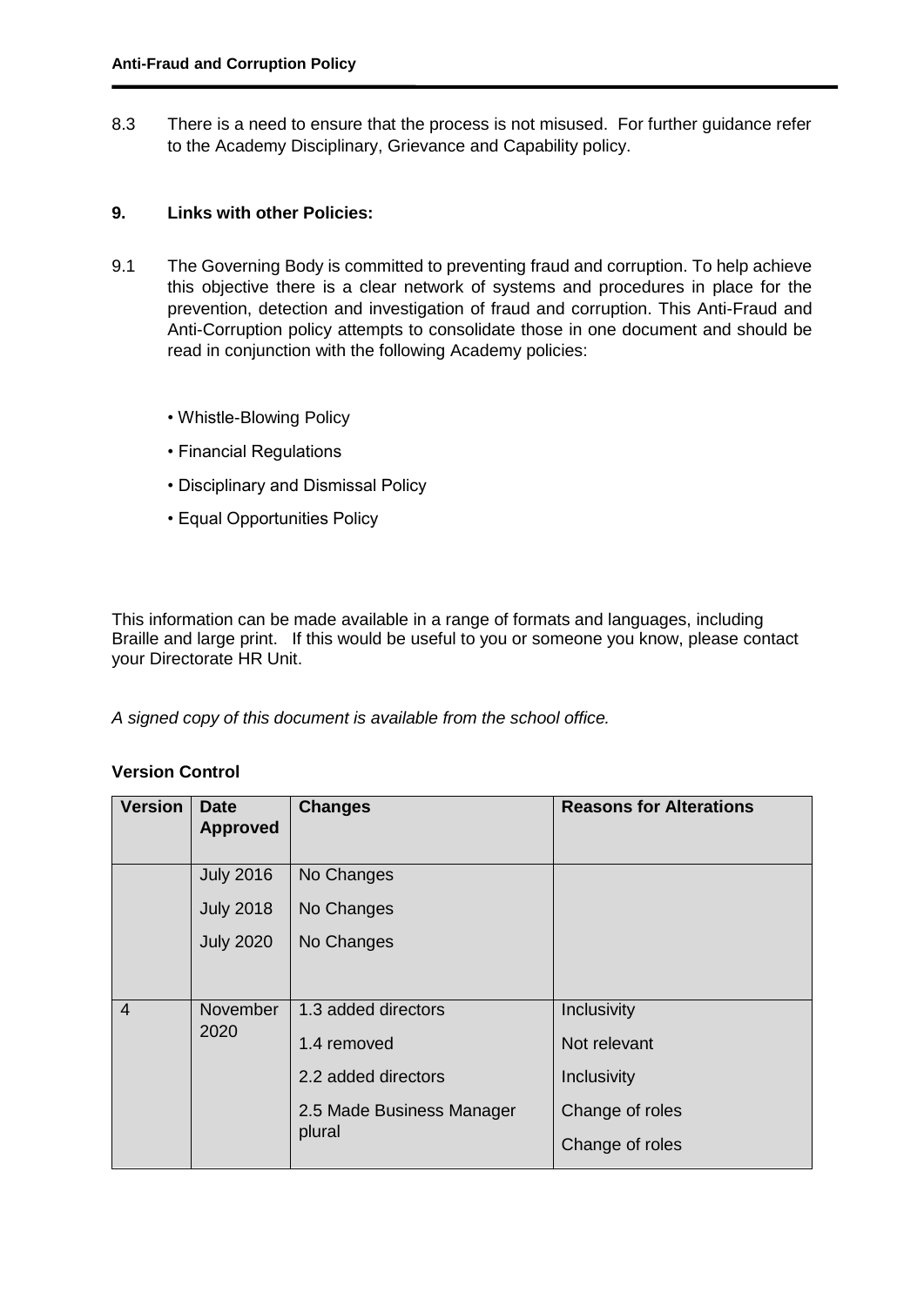8.3 There is a need to ensure that the process is not misused. For further guidance refer to the Academy Disciplinary, Grievance and Capability policy.

## 9. Links with other Policies:

9.1 The Governing Body is committed to preventing fraud and corruption. To help achieve this objective there is a clear network of systems and procedures in place for the prevention, detection and investigation of fraud and corruption. This Anti-Fraud and Anti-Corruption policy attempts to consolidate those in one document and should be read in conjunction with the following Academy policies:

- Whistle-Blowing Policy
- Financial Regulations
- Disciplinary and Dismissal Policy
- Equal Opportunities Policy

This information can be made available in a range of formats and languages, including Braille and large print. If this would be useful to you or someone you know, please contact your Directorate HR Unit.

*A signed copy of this document is available from the school office.*

**Version Control**

| Version | Date Approved | Changes | Reasons for Alterations |
|---|---|---|---|
| | July 2016 | No Changes | |
| | July 2018 | No Changes | |
| | July 2020 | No Changes | |
| 4 | November 2020 | 1.3 added directors | Inclusivity |
| | | 1.4 removed | Not relevant |
| | | 2.2 added directors | Inclusivity |
| | | 2.5 Made Business Manager plural | Change of roles |
| | | | Change of roles |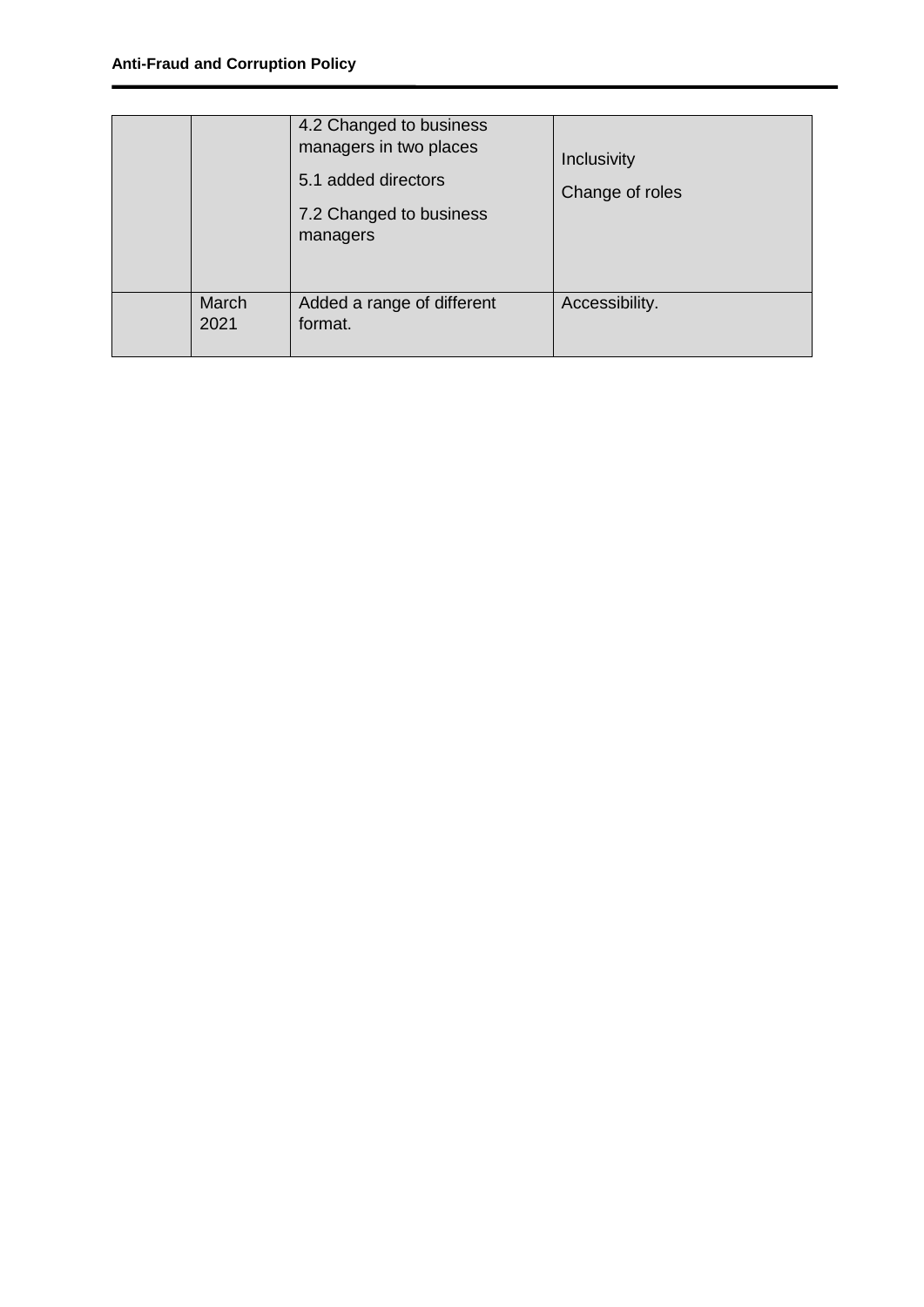| | | | |
|---|---|---|---|
| | | 4.2 Changed to business managers in two places<br><br>5.1 added directors<br><br>7.2 Changed to business managers | Inclusivity<br><br>Change of roles |
| | March 2021 | Added a range of different format. | Accessibility. |